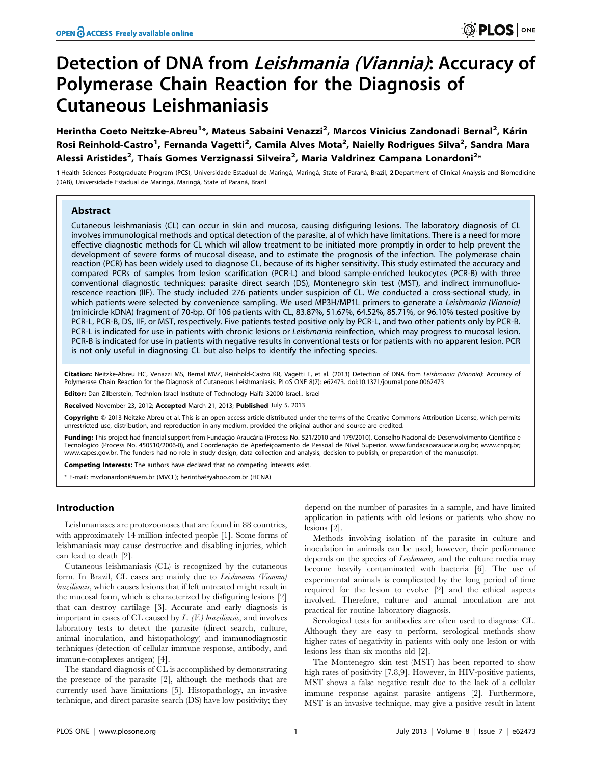# Detection of DNA from *Leishmania (Viannia)*: Accuracy of Polymerase Chain Reaction for the Diagnosis of Cutaneous Leishmaniasis

**Herintha Coeto Neitzke-Abreu[1]\*, Mateus Sabaini Venazzi[2], Marcos Vinicius Zandonadi Bernal[2], Kárin Rosi Reinhold-Castro[1], Fernanda Vagetti[2], Camila Alves Mota[2], Naielly Rodrigues Silva[2], Sandra Mara Alessi Aristides[2], Thaís Gomes Verzignassi Silveira[2], Maria Valdrinez Campana Lonardoni[2]\***

1 Health Sciences Postgraduate Program (PCS), Universidade Estadual de Maringá, Maringá, State of Paraná, Brazil, 2 Department of Clinical Analysis and Biomedicine (DAB), Universidade Estadual de Maringá, Maringá, State of Paraná, Brazil

## Abstract

Cutaneous leishmaniasis (CL) can occur in skin and mucosa, causing disfiguring lesions. The laboratory diagnosis of CL involves immunological methods and optical detection of the parasite, al of which have limitations. There is a need for more effective diagnostic methods for CL which wil allow treatment to be initiated more promptly in order to help prevent the development of severe forms of mucosal disease, and to estimate the prognosis of the infection. The polymerase chain reaction (PCR) has been widely used to diagnose CL, because of its higher sensitivity. This study estimated the accuracy and compared PCRs of samples from lesion scarification (PCR-L) and blood sample-enriched leukocytes (PCR-B) with three conventional diagnostic techniques: parasite direct search (DS), Montenegro skin test (MST), and indirect immunofluorescence reaction (IIF). The study included 276 patients under suspicion of CL. We conducted a cross-sectional study, in which patients were selected by convenience sampling. We used MP3H/MP1L primers to generate a *Leishmania (Viannia)* (minicircle kDNA) fragment of 70-bp. Of 106 patients with CL, 83.87%, 51.67%, 64.52%, 85.71%, or 96.10% tested positive by PCR-L, PCR-B, DS, IIF, or MST, respectively. Five patients tested positive only by PCR-L, and two other patients only by PCR-B. PCR-L is indicated for use in patients with chronic lesions or *Leishmania* reinfection, which may progress to mucosal lesion. PCR-B is indicated for use in patients with negative results in conventional tests or for patients with no apparent lesion. PCR is not only useful in diagnosing CL but also helps to identify the infecting species.

**Citation:** Neitzke-Abreu HC, Venazzi MS, Bernal MVZ, Reinhold-Castro KR, Vagetti F, et al. (2013) Detection of DNA from *Leishmania (Viannia)*: Accuracy of Polymerase Chain Reaction for the Diagnosis of Cutaneous Leishmaniasis. PLoS ONE 8(7): e62473. doi:10.1371/journal.pone.0062473

**Editor:** Dan Zilberstein, Technion-Israel Institute of Technology Haifa 32000 Israel., Israel

**Received** November 23, 2012; **Accepted** March 21, 2013; **Published** July 5, 2013

**Copyright:** © 2013 Neitzke-Abreu et al. This is an open-access article distributed under the terms of the Creative Commons Attribution License, which permits unrestricted use, distribution, and reproduction in any medium, provided the original author and source are credited.

**Funding:** This project had financial support from Fundação Araucária (Process No. 521/2010 and 179/2010), Conselho Nacional de Desenvolvimento Científico e Tecnológico (Process No. 450510/2006-0), and Coordenação de Aperfeiçoamento de Pessoal de Nível Superior. www.fundacaoaraucaria.org.br; www.cnpq.br; www.capes.gov.br. The funders had no role in study design, data collection and analysis, decision to publish, or preparation of the manuscript.

**Competing Interests:** The authors have declared that no competing interests exist.

\* E-mail: mvclonardoni@uem.br (MVCL); herintha@yahoo.com.br (HCNA)

## Introduction

Leishmaniases are protozoonoses that are found in 88 countries, with approximately 14 million infected people [1]. Some forms of leishmaniasis may cause destructive and disabling injuries, which can lead to death [2].

Cutaneous leishmaniasis (CL) is recognized by the cutaneous form. In Brazil, CL cases are mainly due to *Leishmania (Viannia) braziliensis*, which causes lesions that if left untreated might result in the mucosal form, which is characterized by disfiguring lesions [2] that can destroy cartilage [3]. Accurate and early diagnosis is important in cases of CL caused by *L. (V.) braziliensis*, and involves laboratory tests to detect the parasite (direct search, culture, animal inoculation, and histopathology) and immunodiagnostic techniques (detection of cellular immune response, antibody, and immune-complexes antigen) [4].

The standard diagnosis of CL is accomplished by demonstrating the presence of the parasite [2], although the methods that are currently used have limitations [5]. Histopathology, an invasive technique, and direct parasite search (DS) have low positivity; they depend on the number of parasites in a sample, and have limited application in patients with old lesions or patients who show no lesions [2].

Methods involving isolation of the parasite in culture and inoculation in animals can be used; however, their performance depends on the species of *Leishmania*, and the culture media may become heavily contaminated with bacteria [6]. The use of experimental animals is complicated by the long period of time required for the lesion to evolve [2] and the ethical aspects involved. Therefore, culture and animal inoculation are not practical for routine laboratory diagnosis.

Serological tests for antibodies are often used to diagnose CL. Although they are easy to perform, serological methods show higher rates of negativity in patients with only one lesion or with lesions less than six months old [2].

The Montenegro skin test (MST) has been reported to show high rates of positivity [7,8,9]. However, in HIV-positive patients, MST shows a false negative result due to the lack of a cellular immune response against parasite antigens [2]. Furthermore, MST is an invasive technique, may give a positive result in latent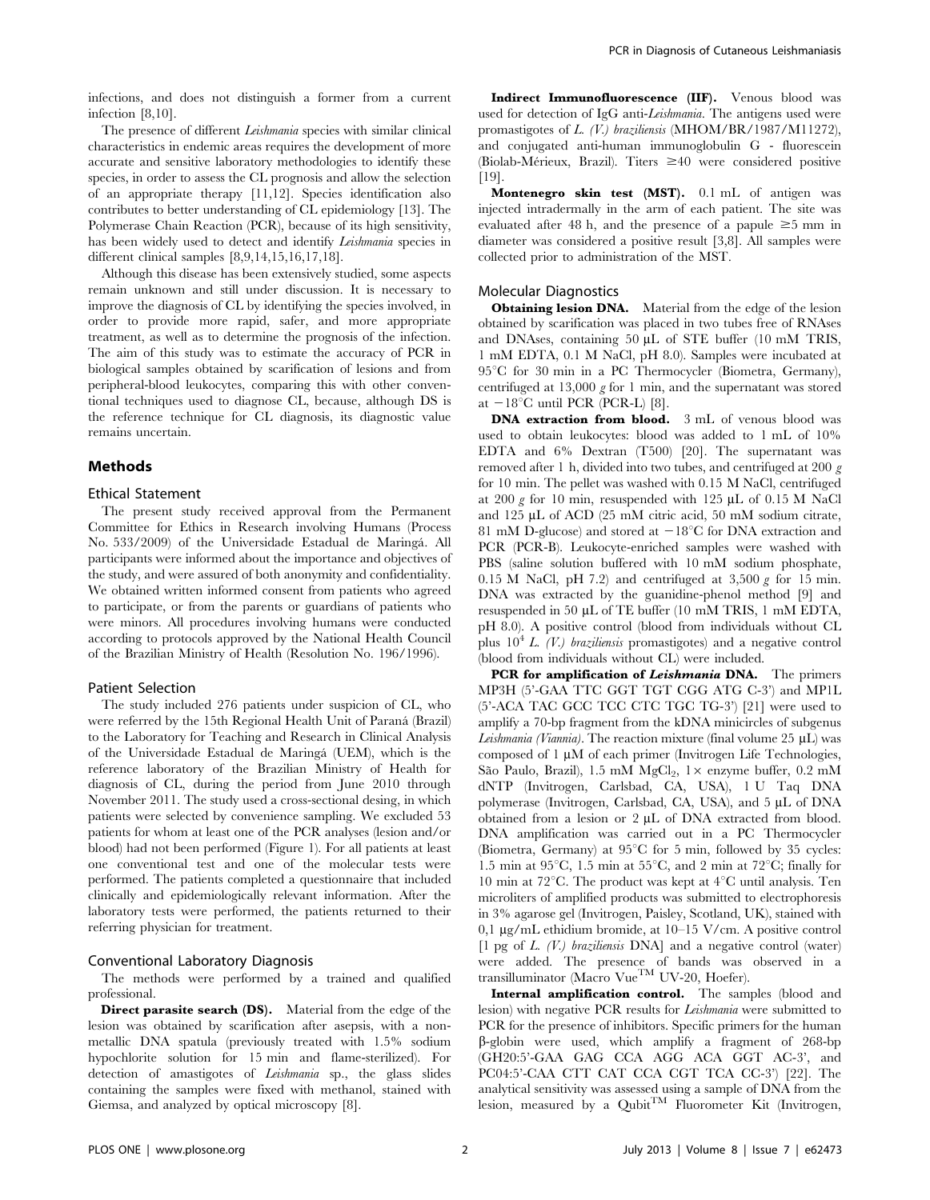infections, and does not distinguish a former from a current infection [8,10].

The presence of different *Leishmania* species with similar clinical characteristics in endemic areas requires the development of more accurate and sensitive laboratory methodologies to identify these species, in order to assess the CL prognosis and allow the selection of an appropriate therapy [11,12]. Species identification also contributes to better understanding of CL epidemiology [13]. The Polymerase Chain Reaction (PCR), because of its high sensitivity, has been widely used to detect and identify *Leishmania* species in different clinical samples [8,9,14,15,16,17,18].

Although this disease has been extensively studied, some aspects remain unknown and still under discussion. It is necessary to improve the diagnosis of CL by identifying the species involved, in order to provide more rapid, safer, and more appropriate treatment, as well as to determine the prognosis of the infection. The aim of this study was to estimate the accuracy of PCR in biological samples obtained by scarification of lesions and from peripheral-blood leukocytes, comparing this with other conventional techniques used to diagnose CL, because, although DS is the reference technique for CL diagnosis, its diagnostic value remains uncertain.

## Methods

### Ethical Statement

The present study received approval from the Permanent Committee for Ethics in Research involving Humans (Process No. 533/2009) of the Universidade Estadual de Maringá. All participants were informed about the importance and objectives of the study, and were assured of both anonymity and confidentiality. We obtained written informed consent from patients who agreed to participate, or from the parents or guardians of patients who were minors. All procedures involving humans were conducted according to protocols approved by the National Health Council of the Brazilian Ministry of Health (Resolution No. 196/1996).

### Patient Selection

The study included 276 patients under suspicion of CL, who were referred by the 15th Regional Health Unit of Paraná (Brazil) to the Laboratory for Teaching and Research in Clinical Analysis of the Universidade Estadual de Maringá (UEM), which is the reference laboratory of the Brazilian Ministry of Health for diagnosis of CL, during the period from June 2010 through November 2011. The study used a cross-sectional desing, in which patients were selected by convenience sampling. We excluded 53 patients for whom at least one of the PCR analyses (lesion and/or blood) had not been performed (Figure 1). For all patients at least one conventional test and one of the molecular tests were performed. The patients completed a questionnaire that included clinically and epidemiologically relevant information. After the laboratory tests were performed, the patients returned to their referring physician for treatment.

### Conventional Laboratory Diagnosis

The methods were performed by a trained and qualified professional.

**Direct parasite search (DS).** Material from the edge of the lesion was obtained by scarification after asepsis, with a non-metallic DNA spatula (previously treated with 1.5% sodium hypochlorite solution for 15 min and flame-sterilized). For detection of amastigotes of *Leishmania* sp., the glass slides containing the samples were fixed with methanol, stained with Giemsa, and analyzed by optical microscopy [8].

**Indirect Immunofluorescence (IIF).** Venous blood was used for detection of IgG anti-*Leishmania*. The antigens used were promastigotes of *L. (V.) braziliensis* (MHOM/BR/1987/M11272), and conjugated anti-human immunoglobulin G - fluorescein (Biolab-Mérieux, Brazil). Titers ≥40 were considered positive [19].

**Montenegro skin test (MST).** 0.1 mL of antigen was injected intradermally in the arm of each patient. The site was evaluated after 48 h, and the presence of a papule ≥5 mm in diameter was considered a positive result [3,8]. All samples were collected prior to administration of the MST.

### Molecular Diagnostics

**Obtaining lesion DNA.** Material from the edge of the lesion obtained by scarification was placed in two tubes free of RNAses and DNAses, containing 50 µL of STE buffer (10 mM TRIS, 1 mM EDTA, 0.1 M NaCl, pH 8.0). Samples were incubated at 95°C for 30 min in a PC Thermocycler (Biometra, Germany), centrifugated at 13,000 *g* for 1 min, and the supernatant was stored at −18°C until PCR (PCR-L) [8].

**DNA extraction from blood.** 3 mL of venous blood was used to obtain leukocytes: blood was added to 1 mL of 10% EDTA and 6% Dextran (T500) [20]. The supernatant was removed after 1 h, divided into two tubes, and centrifuged at 200 *g* for 10 min. The pellet was washed with 0.15 M NaCl, centrifuged at 200 *g* for 10 min, resuspended with 125 µL of 0.15 M NaCl and 125 µL of ACD (25 mM citric acid, 50 mM sodium citrate, 81 mM D-glucose) and stored at −18°C for DNA extraction and PCR (PCR-B). Leukocyte-enriched samples were washed with PBS (saline solution buffered with 10 mM sodium phosphate, 0.15 M NaCl, pH 7.2) and centrifuged at 3,500 *g* for 15 min. DNA was extracted by the guanidine-phenol method [9] and resuspended in 50 µL of TE buffer (10 mM TRIS, 1 mM EDTA, pH 8.0). A positive control (blood from individuals without CL plus $10^4$ *L. (V.) braziliensis* promastigotes) and a negative control (blood from individuals without CL) were included.

**PCR for amplification of *Leishmania* DNA.** The primers MP3H (5'-GAA TTC GGT TGT CGG ATG C-3') and MP1L (5'-ACA TAC GCC TCC CTC TGC TG-3') [21] were used to amplify a 70-bp fragment from the kDNA minicircles of subgenus *Leishmania (Viannia)*. The reaction mixture (final volume 25 µL) was composed of 1 µM of each primer (Invitrogen Life Technologies, São Paulo, Brazil), 1.5 mM $MgCl_2$, 1× enzyme buffer, 0.2 mM dNTP (Invitrogen, Carlsbad, CA, USA), 1 U Taq DNA polymerase (Invitrogen, Carlsbad, CA, USA), and 5 µL of DNA obtained from a lesion or 2 µL of DNA extracted from blood. DNA amplification was carried out in a PC Thermocycler (Biometra, Germany) at 95°C for 5 min, followed by 35 cycles: 1.5 min at 95°C, 1.5 min at 55°C, and 2 min at 72°C; finally for 10 min at 72°C. The product was kept at 4°C until analysis. Ten microliters of amplified products was submitted to electrophoresis in 3% agarose gel (Invitrogen, Paisley, Scotland, UK), stained with 0,1 µg/mL ethidium bromide, at 10–15 V/cm. A positive control [1 pg of *L. (V.) braziliensis* DNA] and a negative control (water) were added. The presence of bands was observed in a transilluminator (Macro Vue™ UV-20, Hoefer).

**Internal amplification control.** The samples (blood and lesion) with negative PCR results for *Leishmania* were submitted to PCR for the presence of inhibitors. Specific primers for the human β-globin were used, which amplify a fragment of 268-bp (GH20:5'-GAA GAG CCA AGG ACA GGT AC-3', and PC04:5'-CAA CTT CAT CCA CGT TCA CC-3') [22]. The analytical sensitivity was assessed using a sample of DNA from the lesion, measured by a Qubit™ Fluorometer Kit (Invitrogen,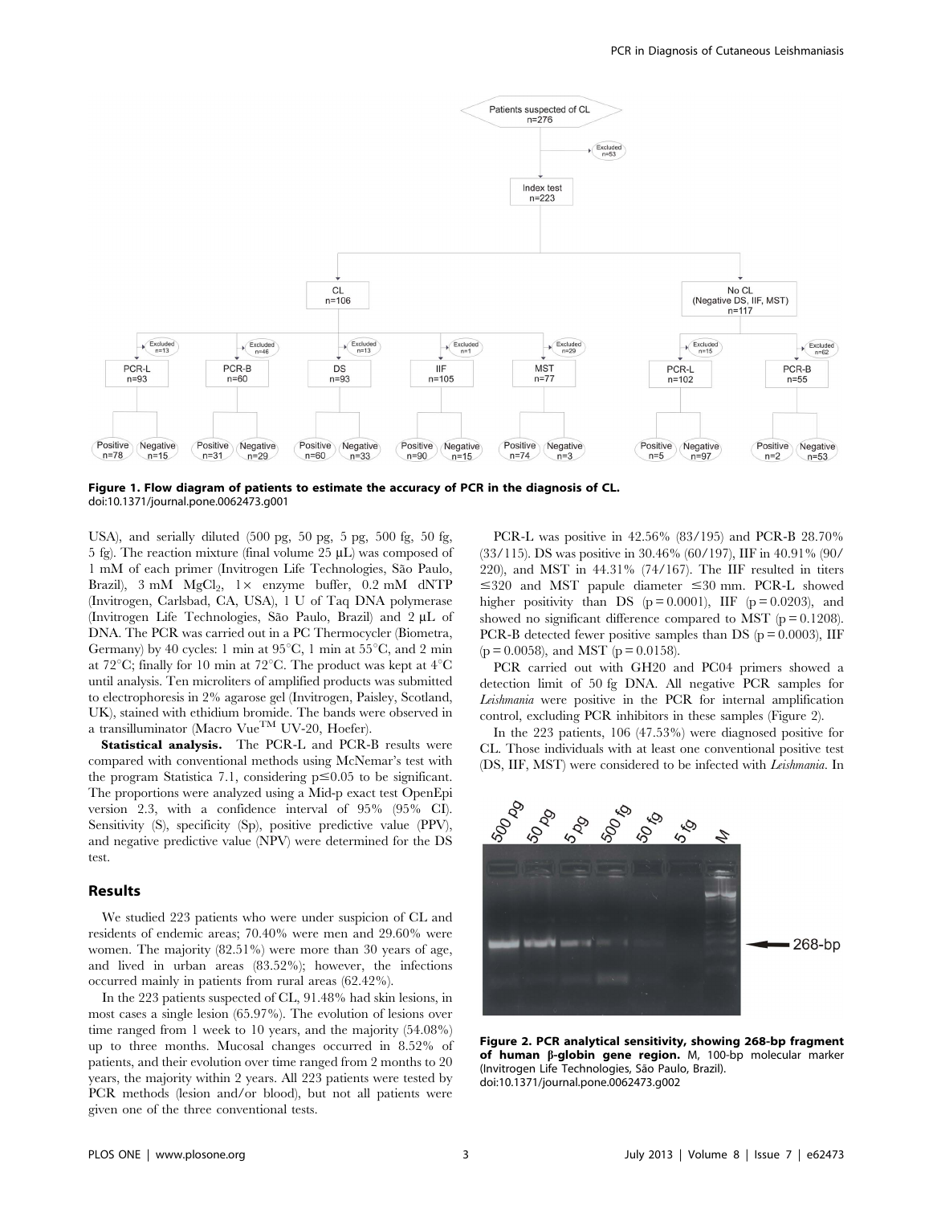**Figure 1. Flow diagram of patients to estimate the accuracy of PCR in the diagnosis of CL.**
doi:10.1371/journal.pone.0062473.g001

USA), and serially diluted (500 pg, 50 pg, 5 pg, 500 fg, 50 fg, 5 fg). The reaction mixture (final volume 25 µL) was composed of 1 mM of each primer (Invitrogen Life Technologies, São Paulo, Brazil), 3 mM $MgCl_2$, 1× enzyme buffer, 0.2 mM dNTP (Invitrogen, Carlsbad, CA, USA), 1 U of Taq DNA polymerase (Invitrogen Life Technologies, São Paulo, Brazil) and 2 µL of DNA. The PCR was carried out in a PC Thermocycler (Biometra, Germany) by 40 cycles: 1 min at 95°C, 1 min at 55°C, and 2 min at 72°C; finally for 10 min at 72°C. The product was kept at 4°C until analysis. Ten microliters of amplified products was submitted to electrophoresis in 2% agarose gel (Invitrogen, Paisley, Scotland, UK), stained with ethidium bromide. The bands were observed in a transilluminator (Macro Vue™ UV-20, Hoefer).

**Statistical analysis.** The PCR-L and PCR-B results were compared with conventional methods using McNemar's test with the program Statistica 7.1, considering $p \leq 0.05$ to be significant. The proportions were analyzed using a Mid-p exact test OpenEpi version 2.3, with a confidence interval of 95% (95% CI). Sensitivity (S), specificity (Sp), positive predictive value (PPV), and negative predictive value (NPV) were determined for the DS test.

## Results

We studied 223 patients who were under suspicion of CL and residents of endemic areas; 70.40% were men and 29.60% were women. The majority (82.51%) were more than 30 years of age, and lived in urban areas (83.52%); however, the infections occurred mainly in patients from rural areas (62.42%).

In the 223 patients suspected of CL, 91.48% had skin lesions, in most cases a single lesion (65.97%). The evolution of lesions over time ranged from 1 week to 10 years, and the majority (54.08%) up to three months. Mucosal changes occurred in 8.52% of patients, and their evolution over time ranged from 2 months to 20 years, the majority within 2 years. All 223 patients were tested by PCR methods (lesion and/or blood), but not all patients were given one of the three conventional tests.

PCR-L was positive in 42.56% (83/195) and PCR-B 28.70% (33/115). DS was positive in 30.46% (60/197), IIF in 40.91% (90/220), and MST in 44.31% (74/167). The IIF resulted in titers ≤320 and MST papule diameter ≤30 mm. PCR-L showed higher positivity than DS ($p = 0.0001$), IIF ($p = 0.0203$), and showed no significant difference compared to MST ($p = 0.1208$). PCR-B detected fewer positive samples than DS ($p = 0.0003$), IIF ($p = 0.0058$), and MST ($p = 0.0158$).

PCR carried out with GH20 and PC04 primers showed a detection limit of 50 fg DNA. All negative PCR samples for *Leishmania* were positive in the PCR for internal amplification control, excluding PCR inhibitors in these samples (Figure 2).

In the 223 patients, 106 (47.53%) were diagnosed positive for CL. Those individuals with at least one conventional positive test (DS, IIF, MST) were considered to be infected with *Leishmania*. In

**Figure 2. PCR analytical sensitivity, showing 268-bp fragment of human β-globin gene region.** M, 100-bp molecular marker (Invitrogen Life Technologies, São Paulo, Brazil).
doi:10.1371/journal.pone.0062473.g002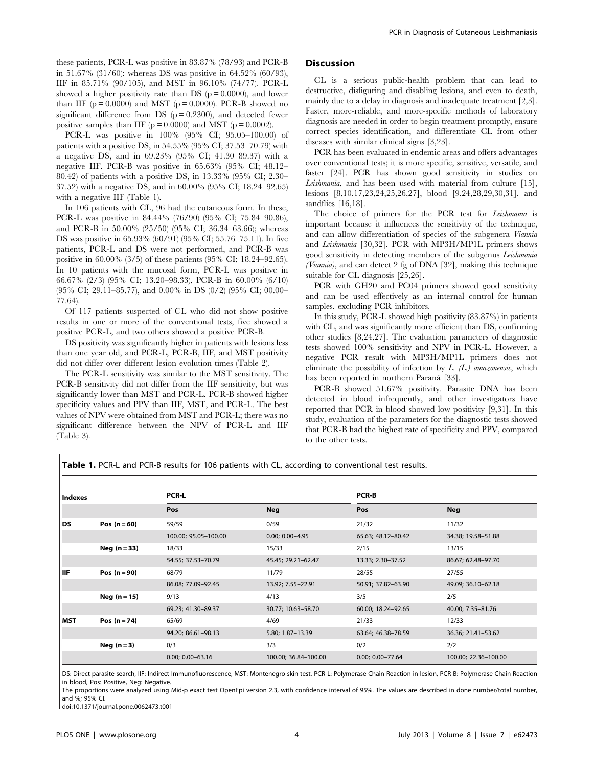these patients, PCR-L was positive in 83.87% (78/93) and PCR-B in 51.67% (31/60); whereas DS was positive in 64.52% (60/93), IIF in 85.71% (90/105), and MST in 96.10% (74/77). PCR-L showed a higher positivity rate than DS (p = 0.0000), and lower than IIF (p = 0.0000) and MST (p = 0.0000). PCR-B showed no significant difference from DS (p = 0.2300), and detected fewer positive samples than IIF (p = 0.0000) and MST (p = 0.0002).

PCR-L was positive in 100% (95% CI; 95.05–100.00) of patients with a positive DS, in 54.55% (95% CI; 37.53–70.79) with a negative DS, and in 69.23% (95% CI; 41.30–89.37) with a negative IIF. PCR-B was positive in 65.63% (95% CI; 48.12–80.42) of patients with a positive DS, in 13.33% (95% CI; 2.30–37.52) with a negative DS, and in 60.00% (95% CI; 18.24–92.65) with a negative IIF (Table 1).

In 106 patients with CL, 96 had the cutaneous form. In these, PCR-L was positive in 84.44% (76/90) (95% CI; 75.84–90.86), and PCR-B in 50.00% (25/50) (95% CI; 36.34–63.66); whereas DS was positive in 65.93% (60/91) (95% CI; 55.76–75.11). In five patients, PCR-L and DS were not performed, and PCR-B was positive in 60.00% (3/5) of these patients (95% CI; 18.24–92.65). In 10 patients with the mucosal form, PCR-L was positive in 66.67% (2/3) (95% CI; 13.20–98.33), PCR-B in 60.00% (6/10) (95% CI; 29.11–85.77), and 0.00% in DS (0/2) (95% CI; 00.00–77.64).

Of 117 patients suspected of CL who did not show positive results in one or more of the conventional tests, five showed a positive PCR-L, and two others showed a positive PCR-B.

DS positivity was significantly higher in patients with lesions less than one year old, and PCR-L, PCR-B, IIF, and MST positivity did not differ over different lesion evolution times (Table 2).

The PCR-L sensitivity was similar to the MST sensitivity. The PCR-B sensitivity did not differ from the IIF sensitivity, but was significantly lower than MST and PCR-L. PCR-B showed higher specificity values and PPV than IIF, MST, and PCR-L. The best values of NPV were obtained from MST and PCR-L; there was no significant difference between the NPV of PCR-L and IIF (Table 3).

## Discussion

CL is a serious public-health problem that can lead to destructive, disfiguring and disabling lesions, and even to death, mainly due to a delay in diagnosis and inadequate treatment [2,3]. Faster, more-reliable, and more-specific methods of laboratory diagnosis are needed in order to begin treatment promptly, ensure correct species identification, and differentiate CL from other diseases with similar clinical signs [3,23].

PCR has been evaluated in endemic areas and offers advantages over conventional tests; it is more specific, sensitive, versatile, and faster [24]. PCR has shown good sensitivity in studies on *Leishmania*, and has been used with material from culture [15], lesions [8,10,17,23,24,25,26,27], blood [9,24,28,29,30,31], and sandflies [16,18].

The choice of primers for the PCR test for *Leishmania* is important because it influences the sensitivity of the technique, and can allow differentiation of species of the subgenera *Viannia* and *Leishmania* [30,32]. PCR with MP3H/MP1L primers shows good sensitivity in detecting members of the subgenus *Leishmania (Viannia)*, and can detect 2 fg of DNA [32], making this technique suitable for CL diagnosis [25,26].

PCR with GH20 and PC04 primers showed good sensitivity and can be used effectively as an internal control for human samples, excluding PCR inhibitors.

In this study, PCR-L showed high positivity (83.87%) in patients with CL, and was significantly more efficient than DS, confirming other studies [8,24,27]. The evaluation parameters of diagnostic tests showed 100% sensitivity and NPV in PCR-L. However, a negative PCR result with MP3H/MP1L primers does not eliminate the possibility of infection by *L. (L.) amazonensis*, which has been reported in northern Paraná [33].

PCR-B showed 51.67% positivity. Parasite DNA has been detected in blood infrequently, and other investigators have reported that PCR in blood showed low positivity [9,31]. In this study, evaluation of the parameters for the diagnostic tests showed that PCR-B had the highest rate of specificity and PPV, compared to the other tests.

**Table 1.** PCR-L and PCR-B results for 106 patients with CL, according to conventional test results.

| Indexes | | PCR-L | | PCR-B | |
|---|---|---|---|---|---|
| | | Pos | Neg | Pos | Neg |
| DS | Pos (n = 60) | 59/59 | 0/59 | 21/32 | 11/32 |
| | | 100.00; 95.05–100.00 | 0.00; 0.00–4.95 | 65.63; 48.12–80.42 | 34.38; 19.58–51.88 |
| | Neg (n = 33) | 18/33 | 15/33 | 2/15 | 13/15 |
| | | 54.55; 37.53–70.79 | 45.45; 29.21–62.47 | 13.33; 2.30–37.52 | 86.67; 62.48–97.70 |
| IIF | Pos (n = 90) | 68/79 | 11/79 | 28/55 | 27/55 |
| | | 86.08; 77.09–92.45 | 13.92; 7.55–22.91 | 50.91; 37.82–63.90 | 49.09; 36.10–62.18 |
| | Neg (n = 15) | 9/13 | 4/13 | 3/5 | 2/5 |
| | | 69.23; 41.30–89.37 | 30.77; 10.63–58.70 | 60.00; 18.24–92.65 | 40.00; 7.35–81.76 |
| MST | Pos (n = 74) | 65/69 | 4/69 | 21/33 | 12/33 |
| | | 94.20; 86.61–98.13 | 5.80; 1.87–13.39 | 63.64; 46.38–78.59 | 36.36; 21.41–53.62 |
| | Neg (n = 3) | 0/3 | 3/3 | 0/2 | 2/2 |
| | | 0.00; 0.00–63.16 | 100.00; 36.84–100.00 | 0.00; 0.00–77.64 | 100.00; 22.36–100.00 |

DS: Direct parasite search, IIF: Indirect Immunofluorescence, MST: Montenegro skin test, PCR-L: Polymerase Chain Reaction in lesion, PCR-B: Polymerase Chain Reaction in blood, Pos: Positive, Neg: Negative.

The proportions were analyzed using Mid-p exact test OpenEpi version 2.3, with confidence interval of 95%. The values are described in done number/total number, and %; 95% CI.

doi:10.1371/journal.pone.0062473.t001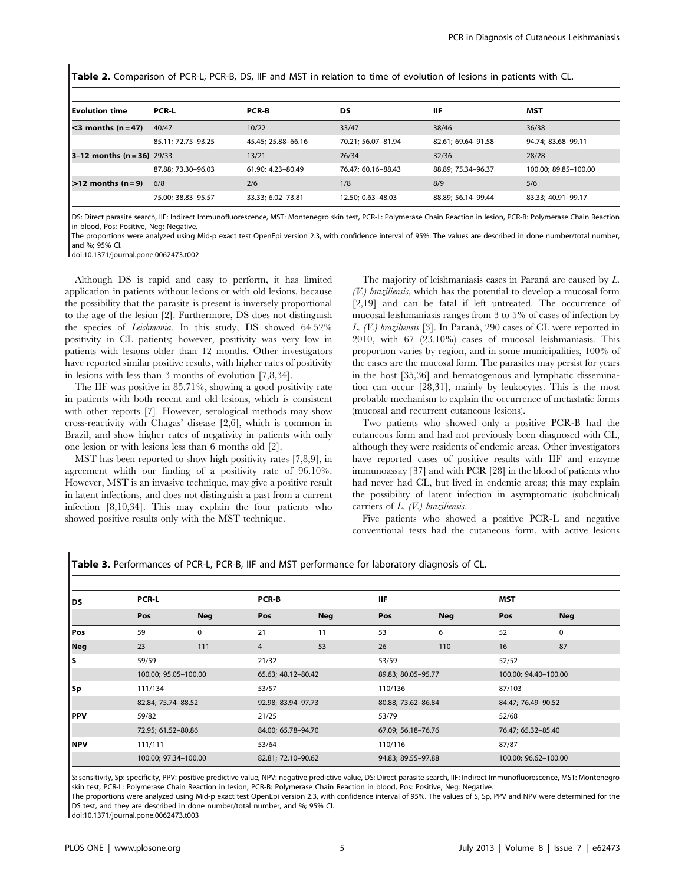**Table 2.** Comparison of PCR-L, PCR-B, DS, IIF and MST in relation to time of evolution of lesions in patients with CL.

| Evolution time | PCR-L | PCR-B | DS | IIF | MST |
|---|---|---|---|---|---|
| <3 months (n = 47) | 40/47 | 10/22 | 33/47 | 38/46 | 36/38 |
| | 85.11; 72.75–93.25 | 45.45; 25.88–66.16 | 70.21; 56.07–81.94 | 82.61; 69.64–91.58 | 94.74; 83.68–99.11 |
| 3–12 months (n = 36) | 29/33 | 13/21 | 26/34 | 32/36 | 28/28 |
| | 87.88; 73.30–96.03 | 61.90; 4.23–80.49 | 76.47; 60.16–88.43 | 88.89; 75.34–96.37 | 100.00; 89.85–100.00 |
| >12 months (n = 9) | 6/8 | 2/6 | 1/8 | 8/9 | 5/6 |
| | 75.00; 38.83–95.57 | 33.33; 6.02–73.81 | 12.50; 0.63–48.03 | 88.89; 56.14–99.44 | 83.33; 40.91–99.17 |

DS: Direct parasite search, IIF: Indirect Immunofluorescence, MST: Montenegro skin test, PCR-L: Polymerase Chain Reaction in lesion, PCR-B: Polymerase Chain Reaction in blood, Pos: Positive, Neg: Negative.
The proportions were analyzed using Mid-p exact test OpenEpi version 2.3, with confidence interval of 95%. The values are described in done number/total number, and %; 95% CI.
doi:10.1371/journal.pone.0062473.t002

Although DS is rapid and easy to perform, it has limited application in patients without lesions or with old lesions, because the possibility that the parasite is present is inversely proportional to the age of the lesion [2]. Furthermore, DS does not distinguish the species of *Leishmania*. In this study, DS showed 64.52% positivity in CL patients; however, positivity was very low in patients with lesions older than 12 months. Other investigators have reported similar positive results, with higher rates of positivity in lesions with less than 3 months of evolution [7,8,34].

The IIF was positive in 85.71%, showing a good positivity rate in patients with both recent and old lesions, which is consistent with other reports [7]. However, serological methods may show cross-reactivity with Chagas' disease [2,6], which is common in Brazil, and show higher rates of negativity in patients with only one lesion or with lesions less than 6 months old [2].

MST has been reported to show high positivity rates [7,8,9], in agreement whith our finding of a positivity rate of 96.10%. However, MST is an invasive technique, may give a positive result in latent infections, and does not distinguish a past from a current infection [8,10,34]. This may explain the four patients who showed positive results only with the MST technique.

The majority of leishmaniasis cases in Paraná are caused by *L. (V.) braziliensis*, which has the potential to develop a mucosal form [2,19] and can be fatal if left untreated. The occurrence of mucosal leishmaniasis ranges from 3 to 5% of cases of infection by *L. (V.) braziliensis* [3]. In Paraná, 290 cases of CL were reported in 2010, with 67 (23.10%) cases of mucosal leishmaniasis. This proportion varies by region, and in some municipalities, 100% of the cases are the mucosal form. The parasites may persist for years in the host [35,36] and hematogenous and lymphatic dissemination can occur [28,31], mainly by leukocytes. This is the most probable mechanism to explain the occurrence of metastatic forms (mucosal and recurrent cutaneous lesions).

Two patients who showed only a positive PCR-B had the cutaneous form and had not previously been diagnosed with CL, although they were residents of endemic areas. Other investigators have reported cases of positive results with IIF and enzyme immunoassay [37] and with PCR [28] in the blood of patients who had never had CL, but lived in endemic areas; this may explain the possibility of latent infection in asymptomatic (subclinical) carriers of *L. (V.) braziliensis*.

Five patients who showed a positive PCR-L and negative conventional tests had the cutaneous form, with active lesions

**Table 3.** Performances of PCR-L, PCR-B, IIF and MST performance for laboratory diagnosis of CL.

| DS | PCR-L | | PCR-B | | IIF | | MST | |
|---|---|---|---|---|---|---|---|---|
| | Pos | Neg | Pos | Neg | Pos | Neg | Pos | Neg |
| Pos | 59 | 0 | 21 | 11 | 53 | 6 | 52 | 0 |
| Neg | 23 | 111 | 4 | 53 | 26 | 110 | 16 | 87 |
| S | 59/59 | | 21/32 | | 53/59 | | 52/52 | |
| | 100.00; 95.05–100.00 | | 65.63; 48.12–80.42 | | 89.83; 80.05–95.77 | | 100.00; 94.40–100.00 | |
| Sp | 111/134 | | 53/57 | | 110/136 | | 87/103 | |
| | 82.84; 75.74–88.52 | | 92.98; 83.94–97.73 | | 80.88; 73.62–86.84 | | 84.47; 76.49–90.52 | |
| PPV | 59/82 | | 21/25 | | 53/79 | | 52/68 | |
| | 72.95; 61.52–80.86 | | 84.00; 65.78–94.70 | | 67.09; 56.18–76.76 | | 76.47; 65.32–85.40 | |
| NPV | 111/111 | | 53/64 | | 110/116 | | 87/87 | |
| | 100.00; 97.34–100.00 | | 82.81; 72.10–90.62 | | 94.83; 89.55–97.88 | | 100.00; 96.62–100.00 | |

S: sensitivity, Sp: specificity, PPV: positive predictive value, NPV: negative predictive value, DS: Direct parasite search, IIF: Indirect Immunofluorescence, MST: Montenegro skin test, PCR-L: Polymerase Chain Reaction in lesion, PCR-B: Polymerase Chain Reaction in blood, Pos: Positive, Neg: Negative.
The proportions were analyzed using Mid-p exact test OpenEpi version 2.3, with confidence interval of 95%. The values of S, Sp, PPV and NPV were determined for the DS test, and they are described in done number/total number, and %; 95% CI.
doi:10.1371/journal.pone.0062473.t003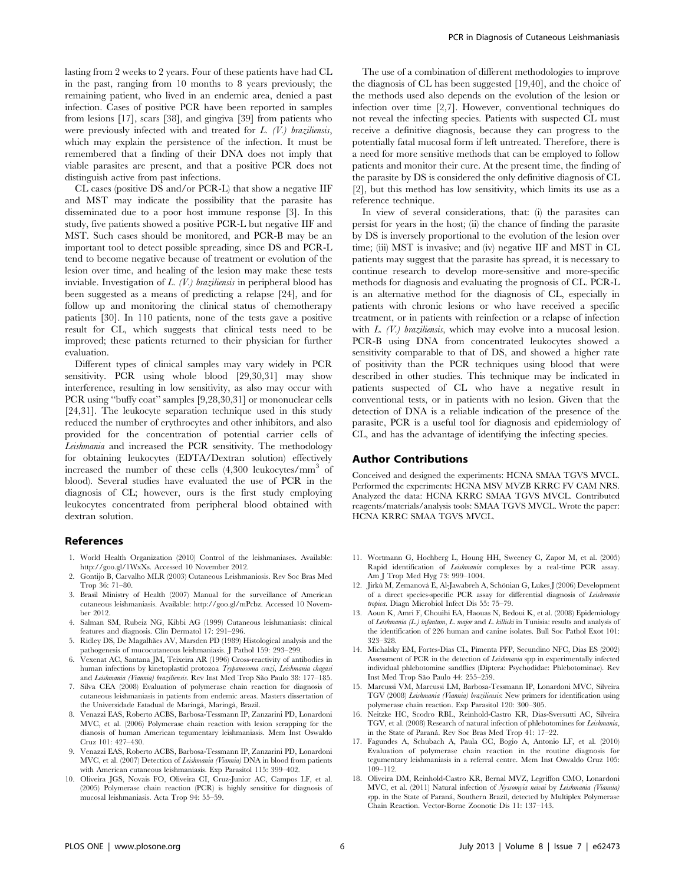lasting from 2 weeks to 2 years. Four of these patients have had CL in the past, ranging from 10 months to 8 years previously; the remaining patient, who lived in an endemic area, denied a past infection. Cases of positive PCR have been reported in samples from lesions [17], scars [38], and gingiva [39] from patients who were previously infected with and treated for *L. (V.) braziliensis*, which may explain the persistence of the infection. It must be remembered that a finding of their DNA does not imply that viable parasites are present, and that a positive PCR does not distinguish active from past infections.

CL cases (positive DS and/or PCR-L) that show a negative IIF and MST may indicate the possibility that the parasite has disseminated due to a poor host immune response [3]. In this study, five patients showed a positive PCR-L but negative IIF and MST. Such cases should be monitored, and PCR-B may be an important tool to detect possible spreading, since DS and PCR-L tend to become negative because of treatment or evolution of the lesion over time, and healing of the lesion may make these tests inviable. Investigation of *L. (V.) braziliensis* in peripheral blood has been suggested as a means of predicting a relapse [24], and for follow up and monitoring the clinical status of chemotherapy patients [30]. In 110 patients, none of the tests gave a positive result for CL, which suggests that clinical tests need to be improved; these patients returned to their physician for further evaluation.

Different types of clinical samples may vary widely in PCR sensitivity. PCR using whole blood [29,30,31] may show interference, resulting in low sensitivity, as also may occur with PCR using "buffy coat" samples [9,28,30,31] or mononuclear cells [24,31]. The leukocyte separation technique used in this study reduced the number of erythrocytes and other inhibitors, and also provided for the concentration of potential carrier cells of *Leishmania* and increased the PCR sensitivity. The methodology for obtaining leukocytes (EDTA/Dextran solution) effectively increased the number of these cells (4,300 leukocytes/mm$^3$ of blood). Several studies have evaluated the use of PCR in the diagnosis of CL; however, ours is the first study employing leukocytes concentrated from peripheral blood obtained with dextran solution.

The use of a combination of different methodologies to improve the diagnosis of CL has been suggested [19,40], and the choice of the methods used also depends on the evolution of the lesion or infection over time [2,7]. However, conventional techniques do not reveal the infecting species. Patients with suspected CL must receive a definitive diagnosis, because they can progress to the potentially fatal mucosal form if left untreated. Therefore, there is a need for more sensitive methods that can be employed to follow patients and monitor their cure. At the present time, the finding of the parasite by DS is considered the only definitive diagnosis of CL [2], but this method has low sensitivity, which limits its use as a reference technique.

In view of several considerations, that: (i) the parasites can persist for years in the host; (ii) the chance of finding the parasite by DS is inversely proportional to the evolution of the lesion over time; (iii) MST is invasive; and (iv) negative IIF and MST in CL patients may suggest that the parasite has spread, it is necessary to continue research to develop more-sensitive and more-specific methods for diagnosis and evaluating the prognosis of CL. PCR-L is an alternative method for the diagnosis of CL, especially in patients with chronic lesions or who have received a specific treatment, or in patients with reinfection or a relapse of infection with *L. (V.) braziliensis*, which may evolve into a mucosal lesion. PCR-B using DNA from concentrated leukocytes showed a sensitivity comparable to that of DS, and showed a higher rate of positivity than the PCR techniques using blood that were described in other studies. This technique may be indicated in patients suspected of CL who have a negative result in conventional tests, or in patients with no lesion. Given that the detection of DNA is a reliable indication of the presence of the parasite, PCR is a useful tool for diagnosis and epidemiology of CL, and has the advantage of identifying the infecting species.

## Author Contributions

Conceived and designed the experiments: HCNA SMAA TGVS MVCL. Performed the experiments: HCNA MSV MVZB KRRC FV CAM NRS. Analyzed the data: HCNA KRRC SMAA TGVS MVCL. Contributed reagents/materials/analysis tools: SMAA TGVS MVCL. Wrote the paper: HCNA KRRC SMAA TGVS MVCL.

## References

1. World Health Organization (2010) Control of the leishmaniases. Available: http://goo.gl/1WxXs. Accessed 10 November 2012.
2. Gontijo B, Carvalho MLR (2003) Cutaneous Leishmaniosis. Rev Soc Bras Med Trop 36: 71–80.
3. Brasil Ministry of Health (2007) Manual for the surveillance of American cutaneous leishmaniasis. Available: http://goo.gl/mPcbz. Accessed 10 November 2012.
4. Salman SM, Rubeiz NG, Kibbi AG (1999) Cutaneous leishmaniasis: clinical features and diagnosis. Clin Dermatol 17: 291–296.
5. Ridley DS, De Magalhães AV, Marsden PD (1989) Histological analysis and the pathogenesis of mucocutaneous leishmaniasis. J Pathol 159: 293–299.
6. Vexenat AC, Santana JM, Teixeira AR (1996) Cross-reactivity of antibodies in human infections by kinetoplastid protozoa *Trypanosoma cruzi*, *Leishmania chagasi* and *Leishmania (Viannia) braziliensis*. Rev Inst Med Trop São Paulo 38: 177–185.
7. Silva CEA (2008) Evaluation of polymerase chain reaction for diagnosis of cutaneous leishmaniasis in patients from endemic areas. Masters dissertation of the Universidade Estadual de Maringá, Maringá, Brazil.
8. Venazzi EAS, Roberto ACBS, Barbosa-Tessmann IP, Zanzarini PD, Lonardoni MVC, et al. (2006) Polymerase chain reaction with lesion scrapping for the dianosis of human American tegumentary leishmaniasis. Mem Inst Oswaldo Cruz 101: 427–430.
9. Venazzi EAS, Roberto ACBS, Barbosa-Tessmann IP, Zanzarini PD, Lonardoni MVC, et al. (2007) Detection of *Leishmania (Viannia)* DNA in blood from patients with American cutaneous leishmaniasis. Exp Parasitol 115: 399–402.
10. Oliveira JGS, Novais FO, Oliveira CI, Cruz-Junior AC, Campos LF, et al. (2005) Polymerase chain reaction (PCR) is highly sensitive for diagnosis of mucosal leishmaniasis. Acta Trop 94: 55–59.
11. Wortmann G, Hochberg L, Houng HH, Sweeney C, Zapor M, et al. (2005) Rapid identification of *Leishmania* complexes by a real-time PCR assay. Am J Trop Med Hyg 73: 999–1004.
12. Jirků M, Zemanová E, Al-Jawabreh A, Schönian G, Lukes J (2006) Development of a direct species-specific PCR assay for differential diagnosis of *Leishmania tropica*. Diagn Microbiol Infect Dis 55: 75–79.
13. Aoun K, Amri F, Chouihi EA, Haouas N, Bedoui K, et al. (2008) Epidemiology of *Leishmania (L.) infantum*, *L. major* and *L. killicki* in Tunisia: results and analysis of the identification of 226 human and canine isolates. Bull Soc Pathol Exot 101: 323–328.
14. Michalsky EM, Fortes-Dias CL, Pimenta PFP, Secundino NFC, Dias ES (2002) Assessment of PCR in the detection of *Leishmania* spp in experimentally infected individual phlebotomine sandflies (Diptera: Psychodidae: Phlebotominae). Rev Inst Med Trop São Paulo 44: 255–259.
15. Marcussi VM, Marcussi LM, Barbosa-Tessmann IP, Lonardoni MVC, Silveira TGV (2008) *Leishmania (Viannia) braziliensis*: New primers for identification using polymerase chain reaction. Exp Parasitol 120: 300–305.
16. Neitzke HC, Scodro RBL, Reinhold-Castro KR, Dias-Sversutti AC, Silveira TGV, et al. (2008) Research of natural infection of phlebotomines for *Leishmania*, in the State of Paraná. Rev Soc Bras Med Trop 41: 17–22.
17. Fagundes A, Schubach A, Paula CC, Bogio A, Antonio LF, et al. (2010) Evaluation of polymerase chain reaction in the routine diagnosis for tegumentary leishmaniasis in a referral centre. Mem Inst Oswaldo Cruz 105: 109–112.
18. Oliveira DM, Reinhold-Castro KR, Bernal MVZ, Legriffon CMO, Lonardoni MVC, et al. (2011) Natural infection of *Nyssomyia neivai* by *Leishmania (Viannia)* spp. in the State of Paraná, Southern Brazil, detected by Multiplex Polymerase Chain Reaction. Vector-Borne Zoonotic Dis 11: 137–143.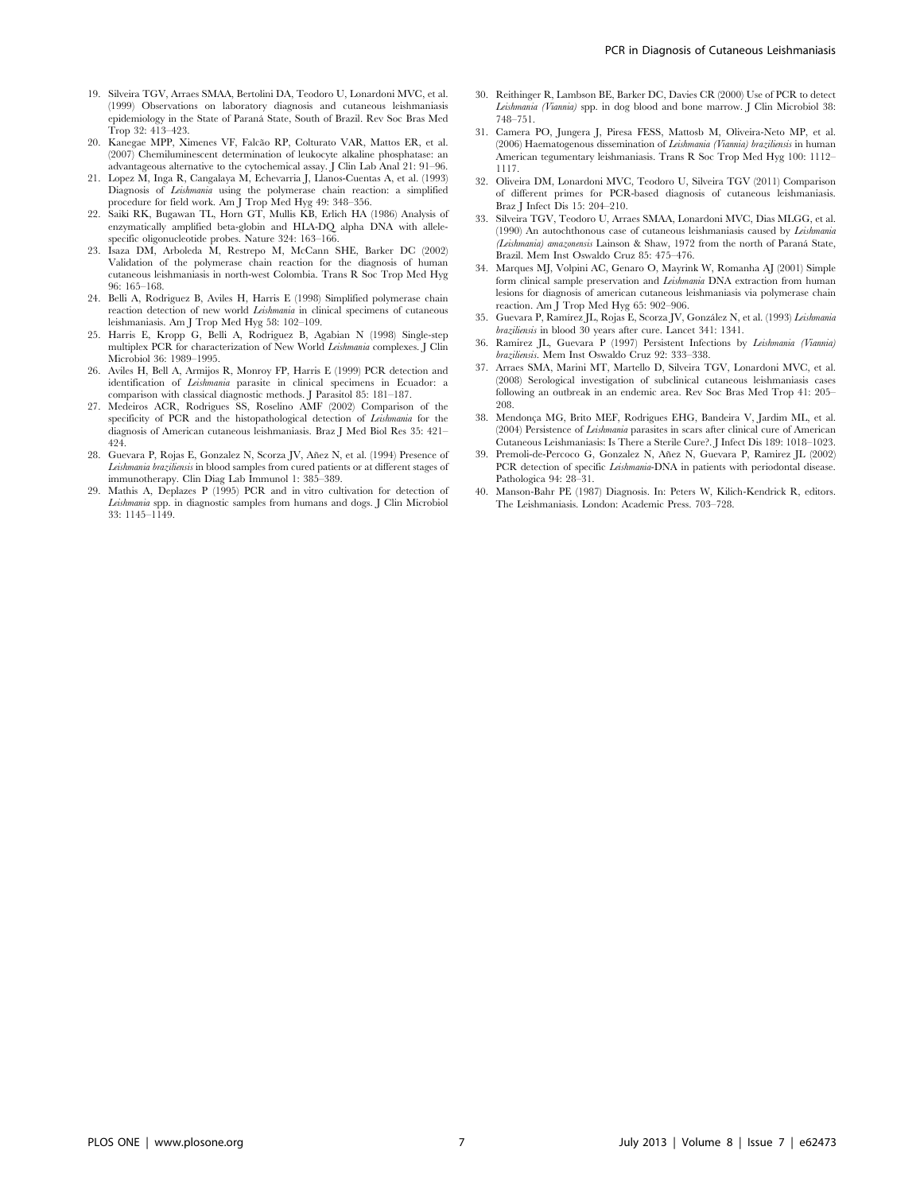19. Silveira TGV, Arraes SMAA, Bertolini DA, Teodoro U, Lonardoni MVC, et al. (1999) Observations on laboratory diagnosis and cutaneous leishmaniasis epidemiology in the State of Paraná State, South of Brazil. Rev Soc Bras Med Trop 32: 413–423.
20. Kanegae MPP, Ximenes VF, Falcão RP, Colturato VAR, Mattos ER, et al. (2007) Chemiluminescent determination of leukocyte alkaline phosphatase: an advantageous alternative to the cytochemical assay. J Clin Lab Anal 21: 91–96.
21. Lopez M, Inga R, Cangalaya M, Echevarria J, Llanos-Cuentas A, et al. (1993) Diagnosis of *Leishmania* using the polymerase chain reaction: a simplified procedure for field work. Am J Trop Med Hyg 49: 348–356.
22. Saiki RK, Bugawan TL, Horn GT, Mullis KB, Erlich HA (1986) Analysis of enzymatically amplified beta-globin and HLA-DQ alpha DNA with allele-specific oligonucleotide probes. Nature 324: 163–166.
23. Isaza DM, Arboleda M, Restrepo M, McCann SHE, Barker DC (2002) Validation of the polymerase chain reaction for the diagnosis of human cutaneous leishmaniasis in north-west Colombia. Trans R Soc Trop Med Hyg 96: 165–168.
24. Belli A, Rodriguez B, Aviles H, Harris E (1998) Simplified polymerase chain reaction detection of new world *Leishmania* in clinical specimens of cutaneous leishmaniasis. Am J Trop Med Hyg 58: 102–109.
25. Harris E, Kropp G, Belli A, Rodriguez B, Agabian N (1998) Single-step multiplex PCR for characterization of New World *Leishmania* complexes. J Clin Microbiol 36: 1989–1995.
26. Aviles H, Bell A, Armijos R, Monroy FP, Harris E (1999) PCR detection and identification of *Leishmania* parasite in clinical specimens in Ecuador: a comparison with classical diagnostic methods. J Parasitol 85: 181–187.
27. Medeiros ACR, Rodrigues SS, Roselino AMF (2002) Comparison of the specificity of PCR and the histopathological detection of *Leishmania* for the diagnosis of American cutaneous leishmaniasis. Braz J Med Biol Res 35: 421–424.
28. Guevara P, Rojas E, Gonzalez N, Scorza JV, Añez N, et al. (1994) Presence of *Leishmania braziliensis* in blood samples from cured patients or at different stages of immunotherapy. Clin Diag Lab Immunol 1: 385–389.
29. Mathis A, Deplazes P (1995) PCR and in vitro cultivation for detection of *Leishmania* spp. in diagnostic samples from humans and dogs. J Clin Microbiol 33: 1145–1149.
30. Reithinger R, Lambson BE, Barker DC, Davies CR (2000) Use of PCR to detect *Leishmania (Viannia)* spp. in dog blood and bone marrow. J Clin Microbiol 38: 748–751.
31. Camera PO, Jungera J, Piresa FESS, Mattosb M, Oliveira-Neto MP, et al. (2006) Haematogenous dissemination of *Leishmania (Viannia) braziliensis* in human American tegumentary leishmaniasis. Trans R Soc Trop Med Hyg 100: 1112–1117.
32. Oliveira DM, Lonardoni MVC, Teodoro U, Silveira TGV (2011) Comparison of different primes for PCR-based diagnosis of cutaneous leishmaniasis. Braz J Infect Dis 15: 204–210.
33. Silveira TGV, Teodoro U, Arraes SMAA, Lonardoni MVC, Dias MLGG, et al. (1990) An autochthonous case of cutaneous leishmaniasis caused by *Leishmania (Leishmania) amazonensis* Lainson & Shaw, 1972 from the north of Paraná State, Brazil. Mem Inst Oswaldo Cruz 85: 475–476.
34. Marques MJ, Volpini AC, Genaro O, Mayrink W, Romanha AJ (2001) Simple form clinical sample preservation and *Leishmania* DNA extraction from human lesions for diagnosis of american cutaneous leishmaniasis via polymerase chain reaction. Am J Trop Med Hyg 65: 902–906.
35. Guevara P, Ramírez JL, Rojas E, Scorza JV, González N, et al. (1993) *Leishmania braziliensis* in blood 30 years after cure. Lancet 341: 1341.
36. Ramírez JL, Guevara P (1997) Persistent Infections by *Leishmania (Viannia) braziliensis*. Mem Inst Oswaldo Cruz 92: 333–338.
37. Arraes SMA, Marini MT, Martello D, Silveira TGV, Lonardoni MVC, et al. (2008) Serological investigation of subclinical cutaneous leishmaniasis cases following an outbreak in an endemic area. Rev Soc Bras Med Trop 41: 205–208.
38. Mendonça MG, Brito MEF, Rodrigues EHG, Bandeira V, Jardim ML, et al. (2004) Persistence of *Leishmania* parasites in scars after clinical cure of American Cutaneous Leishmaniasis: Is There a Sterile Cure?. J Infect Dis 189: 1018–1023.
39. Premoli-de-Percoco G, Gonzalez N, Añez N, Guevara P, Ramirez JL (2002) PCR detection of specific *Leishmania*-DNA in patients with periodontal disease. Pathologica 94: 28–31.
40. Manson-Bahr PE (1987) Diagnosis. In: Peters W, Kilich-Kendrick R, editors. The Leishmaniasis. London: Academic Press. 703–728.